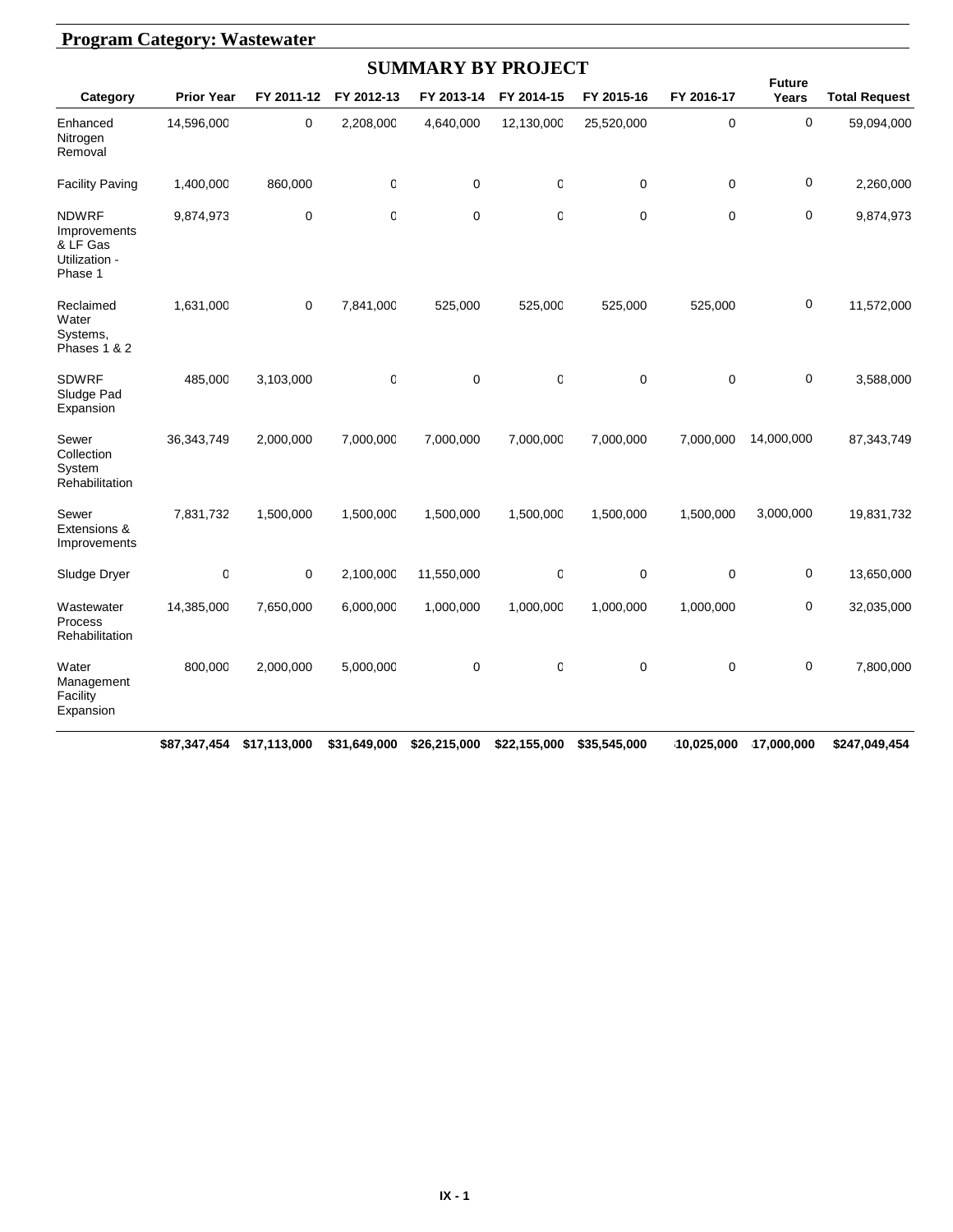## Program Category: Wastewater

### SUMMARY BY PROJECT

| Category | Prior Year | FY 2011-12 | FY 2012-13 | FY 2013-14 | FY 2014-15 | FY 2015-16 | FY 2016-17 | Future Years | Total Request |
|---|---|---|---|---|---|---|---|---|---|
| Enhanced Nitrogen Removal | 14,596,000 | 0 | 2,208,000 | 4,640,000 | 12,130,000 | 25,520,000 | 0 | 0 | 59,094,000 |
| Facility Paving | 1,400,000 | 860,000 | 0 | 0 | 0 | 0 | 0 | 0 | 2,260,000 |
| NDWRF Improvements & LF Gas Utilization - Phase 1 | 9,874,973 | 0 | 0 | 0 | 0 | 0 | 0 | 0 | 9,874,973 |
| Reclaimed Water Systems, Phases 1 & 2 | 1,631,000 | 0 | 7,841,000 | 525,000 | 525,000 | 525,000 | 525,000 | 0 | 11,572,000 |
| SDWRF Sludge Pad Expansion | 485,000 | 3,103,000 | 0 | 0 | 0 | 0 | 0 | 0 | 3,588,000 |
| Sewer Collection System Rehabilitation | 36,343,749 | 2,000,000 | 7,000,000 | 7,000,000 | 7,000,000 | 7,000,000 | 7,000,000 | 14,000,000 | 87,343,749 |
| Sewer Extensions & Improvements | 7,831,732 | 1,500,000 | 1,500,000 | 1,500,000 | 1,500,000 | 1,500,000 | 1,500,000 | 3,000,000 | 19,831,732 |
| Sludge Dryer | 0 | 0 | 2,100,000 | 11,550,000 | 0 | 0 | 0 | 0 | 13,650,000 |
| Wastewater Process Rehabilitation | 14,385,000 | 7,650,000 | 6,000,000 | 1,000,000 | 1,000,000 | 1,000,000 | 1,000,000 | 0 | 32,035,000 |
| Water Management Facility Expansion | 800,000 | 2,000,000 | 5,000,000 | 0 | 0 | 0 | 0 | 0 | 7,800,000 |
| | **$87,347,454** | **$17,113,000** | **$31,649,000** | **$26,215,000** | **$22,155,000** | **$35,545,000** | **$10,025,000** | **$17,000,000** | **$247,049,454** |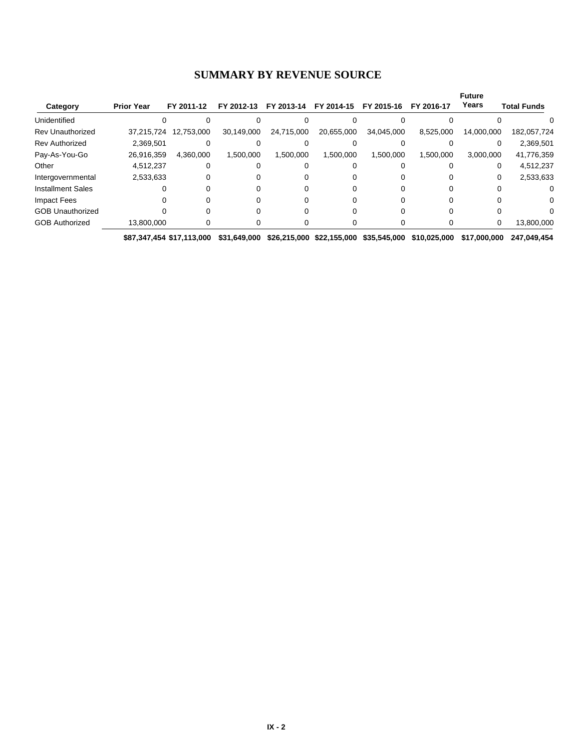# SUMMARY BY REVENUE SOURCE

| Category | Prior Year | FY 2011-12 | FY 2012-13 | FY 2013-14 | FY 2014-15 | FY 2015-16 | FY 2016-17 | Future Years | Total Funds |
|---|---|---|---|---|---|---|---|---|---|
| Unidentified | 0 | 0 | 0 | 0 | 0 | 0 | 0 | 0 | 0 |
| Rev Unauthorized | 37,215,724 | 12,753,000 | 30,149,000 | 24,715,000 | 20,655,000 | 34,045,000 | 8,525,000 | 14,000,000 | 182,057,724 |
| Rev Authorized | 2,369,501 | 0 | 0 | 0 | 0 | 0 | 0 | 0 | 2,369,501 |
| Pay-As-You-Go | 26,916,359 | 4,360,000 | 1,500,000 | 1,500,000 | 1,500,000 | 1,500,000 | 1,500,000 | 3,000,000 | 41,776,359 |
| Other | 4,512,237 | 0 | 0 | 0 | 0 | 0 | 0 | 0 | 4,512,237 |
| Intergovernmental | 2,533,633 | 0 | 0 | 0 | 0 | 0 | 0 | 0 | 2,533,633 |
| Installment Sales | 0 | 0 | 0 | 0 | 0 | 0 | 0 | 0 | 0 |
| Impact Fees | 0 | 0 | 0 | 0 | 0 | 0 | 0 | 0 | 0 |
| GOB Unauthorized | 0 | 0 | 0 | 0 | 0 | 0 | 0 | 0 | 0 |
| GOB Authorized | 13,800,000 | 0 | 0 | 0 | 0 | 0 | 0 | 0 | 13,800,000 |
| | **$87,347,454** | **$17,113,000** | **$31,649,000** | **$26,215,000** | **$22,155,000** | **$35,545,000** | **$10,025,000** | **$17,000,000** | **247,049,454** |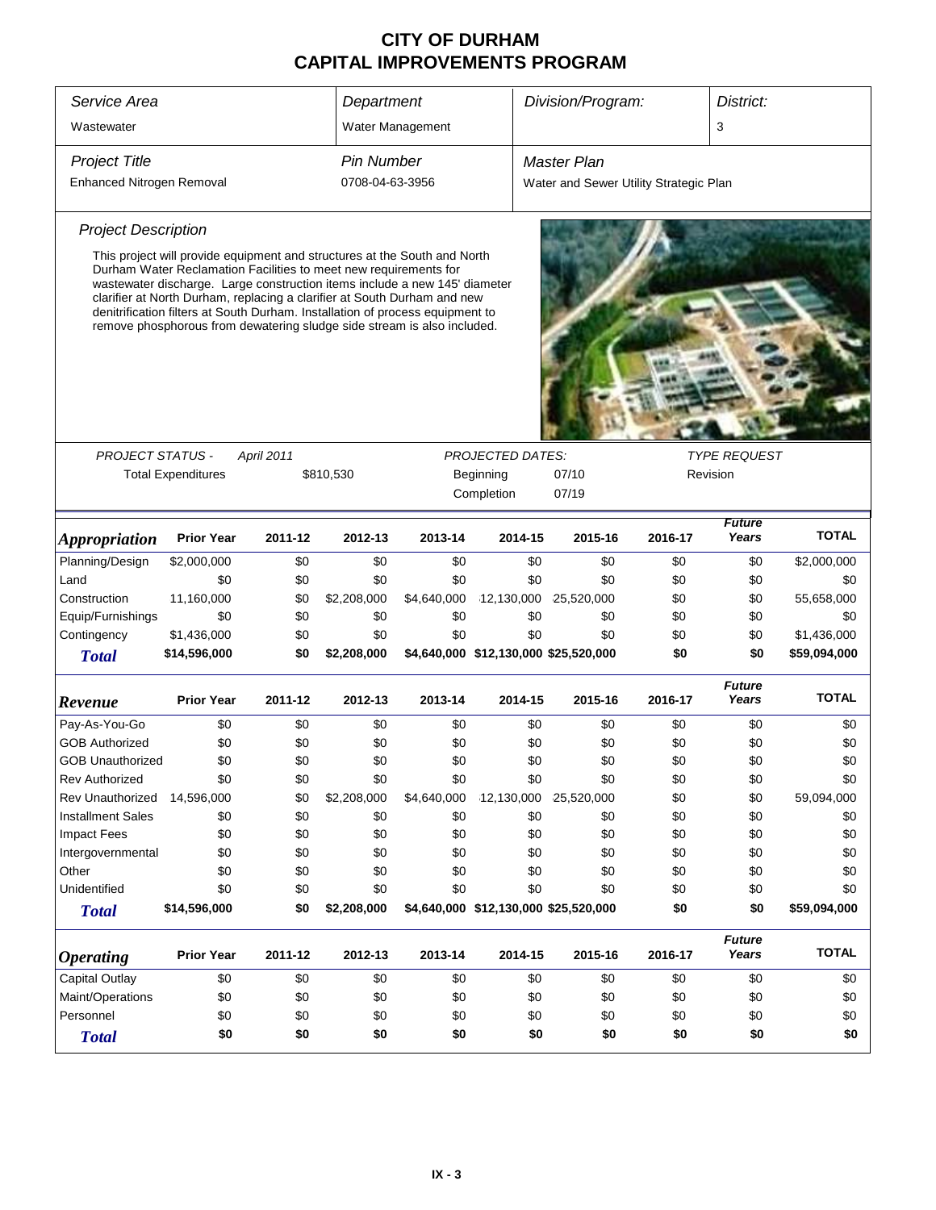# CITY OF DURHAM
# CAPITAL IMPROVEMENTS PROGRAM

| Service Area | Department | Division/Program: | District: |
|---|---|---|---|
| Wastewater | Water Management | | 3 |

| Project Title | Pin Number | Master Plan |
|---|---|---|
| Enhanced Nitrogen Removal | 0708-04-63-3956 | Water and Sewer Utility Strategic Plan |

### Project Description

This project will provide equipment and structures at the South and North Durham Water Reclamation Facilities to meet new requirements for wastewater discharge. Large construction items include a new 145' diameter clarifier at North Durham, replacing a clarifier at South Durham and new denitrification filters at South Durham. Installation of process equipment to remove phosphorous from dewatering sludge side stream is also included.

| PROJECT STATUS - | April 2011 | PROJECTED DATES: | | TYPE REQUEST |
|---|---|---|---|---|
| Total Expenditures | $810,530 | Beginning | 07/10 | Revision |
| | | Completion | 07/19 | |

| Appropriation | Prior Year | 2011-12 | 2012-13 | 2013-14 | 2014-15 | 2015-16 | 2016-17 | Future Years | TOTAL |
|---|---|---|---|---|---|---|---|---|---|
| Planning/Design | $2,000,000 | $0 | $0 | $0 | $0 | $0 | $0 | $0 | $2,000,000 |
| Land | $0 | $0 | $0 | $0 | $0 | $0 | $0 | $0 | $0 |
| Construction | 11,160,000 | $0 | $2,208,000 | $4,640,000 | 12,130,000 | 25,520,000 | $0 | $0 | 55,658,000 |
| Equip/Furnishings | $0 | $0 | $0 | $0 | $0 | $0 | $0 | $0 | $0 |
| Contingency | $1,436,000 | $0 | $0 | $0 | $0 | $0 | $0 | $0 | $1,436,000 |
| **Total** | **$14,596,000** | **$0** | **$2,208,000** | **$4,640,000** | **$12,130,000** | **$25,520,000** | **$0** | **$0** | **$59,094,000** |

| Revenue | Prior Year | 2011-12 | 2012-13 | 2013-14 | 2014-15 | 2015-16 | 2016-17 | Future Years | TOTAL |
|---|---|---|---|---|---|---|---|---|---|
| Pay-As-You-Go | $0 | $0 | $0 | $0 | $0 | $0 | $0 | $0 | $0 |
| GOB Authorized | $0 | $0 | $0 | $0 | $0 | $0 | $0 | $0 | $0 |
| GOB Unauthorized | $0 | $0 | $0 | $0 | $0 | $0 | $0 | $0 | $0 |
| Rev Authorized | $0 | $0 | $0 | $0 | $0 | $0 | $0 | $0 | $0 |
| Rev Unauthorized | 14,596,000 | $0 | $2,208,000 | $4,640,000 | 12,130,000 | 25,520,000 | $0 | $0 | 59,094,000 |
| Installment Sales | $0 | $0 | $0 | $0 | $0 | $0 | $0 | $0 | $0 |
| Impact Fees | $0 | $0 | $0 | $0 | $0 | $0 | $0 | $0 | $0 |
| Intergovernmental | $0 | $0 | $0 | $0 | $0 | $0 | $0 | $0 | $0 |
| Other | $0 | $0 | $0 | $0 | $0 | $0 | $0 | $0 | $0 |
| Unidentified | $0 | $0 | $0 | $0 | $0 | $0 | $0 | $0 | $0 |
| **Total** | **$14,596,000** | **$0** | **$2,208,000** | **$4,640,000** | **$12,130,000** | **$25,520,000** | **$0** | **$0** | **$59,094,000** |

| Operating | Prior Year | 2011-12 | 2012-13 | 2013-14 | 2014-15 | 2015-16 | 2016-17 | Future Years | TOTAL |
|---|---|---|---|---|---|---|---|---|---|
| Capital Outlay | $0 | $0 | $0 | $0 | $0 | $0 | $0 | $0 | $0 |
| Maint/Operations | $0 | $0 | $0 | $0 | $0 | $0 | $0 | $0 | $0 |
| Personnel | $0 | $0 | $0 | $0 | $0 | $0 | $0 | $0 | $0 |
| **Total** | **$0** | **$0** | **$0** | **$0** | **$0** | **$0** | **$0** | **$0** | **$0** |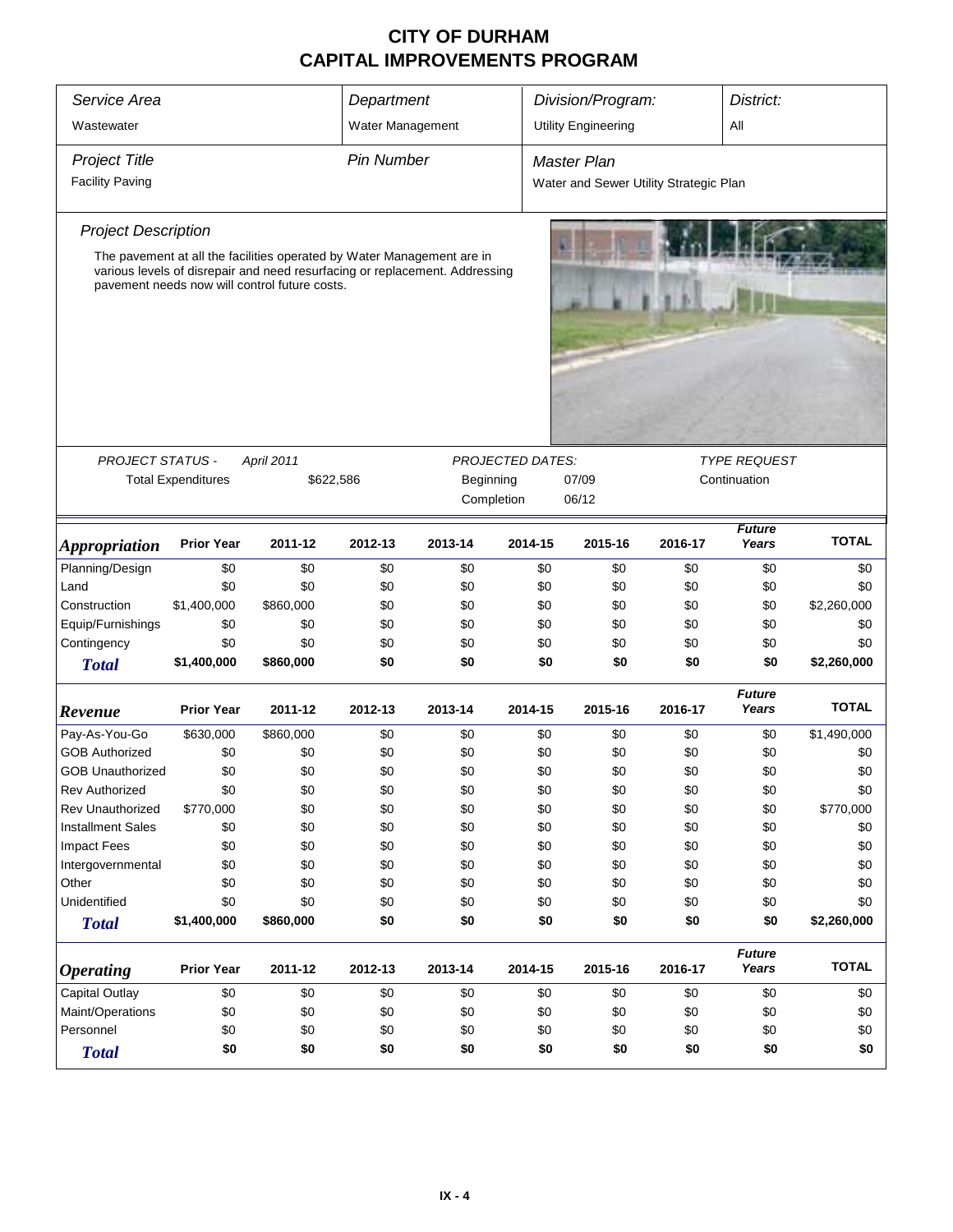# CITY OF DURHAM
# CAPITAL IMPROVEMENTS PROGRAM

| *Service Area* | *Department* | *Division/Program:* | *District:* |
|---|---|---|---|
| Wastewater | Water Management | Utility Engineering | All |

| *Project Title* | *Pin Number* | *Master Plan* |
|---|---|---|
| Facility Paving | | Water and Sewer Utility Strategic Plan |

*Project Description*

The pavement at all the facilities operated by Water Management are in various levels of disrepair and need resurfacing or replacement. Addressing pavement needs now will control future costs.

| *PROJECT STATUS -* | *April 2011* | *PROJECTED DATES:* | | *TYPE REQUEST* |
|---|---|---|---|---|
| Total Expenditures | $622,586 | Beginning | 07/09 | Continuation |
| | | Completion | 06/12 | |

| *Appropriation* | Prior Year | 2011-12 | 2012-13 | 2013-14 | 2014-15 | 2015-16 | 2016-17 | *Future Years* | TOTAL |
|---|---|---|---|---|---|---|---|---|---|
| Planning/Design | $0 | $0 | $0 | $0 | $0 | $0 | $0 | $0 | $0 |
| Land | $0 | $0 | $0 | $0 | $0 | $0 | $0 | $0 | $0 |
| Construction | $1,400,000 | $860,000 | $0 | $0 | $0 | $0 | $0 | $0 | $2,260,000 |
| Equip/Furnishings | $0 | $0 | $0 | $0 | $0 | $0 | $0 | $0 | $0 |
| Contingency | $0 | $0 | $0 | $0 | $0 | $0 | $0 | $0 | $0 |
| ***Total*** | **$1,400,000** | **$860,000** | **$0** | **$0** | **$0** | **$0** | **$0** | **$0** | **$2,260,000** |

| *Revenue* | Prior Year | 2011-12 | 2012-13 | 2013-14 | 2014-15 | 2015-16 | 2016-17 | *Future Years* | TOTAL |
|---|---|---|---|---|---|---|---|---|---|
| Pay-As-You-Go | $630,000 | $860,000 | $0 | $0 | $0 | $0 | $0 | $0 | $1,490,000 |
| GOB Authorized | $0 | $0 | $0 | $0 | $0 | $0 | $0 | $0 | $0 |
| GOB Unauthorized | $0 | $0 | $0 | $0 | $0 | $0 | $0 | $0 | $0 |
| Rev Authorized | $0 | $0 | $0 | $0 | $0 | $0 | $0 | $0 | $0 |
| Rev Unauthorized | $770,000 | $0 | $0 | $0 | $0 | $0 | $0 | $0 | $770,000 |
| Installment Sales | $0 | $0 | $0 | $0 | $0 | $0 | $0 | $0 | $0 |
| Impact Fees | $0 | $0 | $0 | $0 | $0 | $0 | $0 | $0 | $0 |
| Intergovernmental | $0 | $0 | $0 | $0 | $0 | $0 | $0 | $0 | $0 |
| Other | $0 | $0 | $0 | $0 | $0 | $0 | $0 | $0 | $0 |
| Unidentified | $0 | $0 | $0 | $0 | $0 | $0 | $0 | $0 | $0 |
| ***Total*** | **$1,400,000** | **$860,000** | **$0** | **$0** | **$0** | **$0** | **$0** | **$0** | **$2,260,000** |

| *Operating* | Prior Year | 2011-12 | 2012-13 | 2013-14 | 2014-15 | 2015-16 | 2016-17 | *Future Years* | TOTAL |
|---|---|---|---|---|---|---|---|---|---|
| Capital Outlay | $0 | $0 | $0 | $0 | $0 | $0 | $0 | $0 | $0 |
| Maint/Operations | $0 | $0 | $0 | $0 | $0 | $0 | $0 | $0 | $0 |
| Personnel | $0 | $0 | $0 | $0 | $0 | $0 | $0 | $0 | $0 |
| ***Total*** | **$0** | **$0** | **$0** | **$0** | **$0** | **$0** | **$0** | **$0** | **$0** |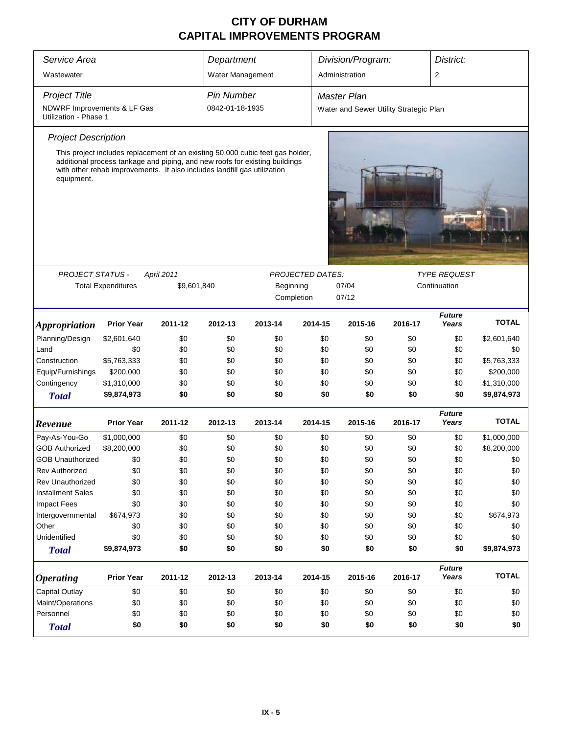# CITY OF DURHAM
# CAPITAL IMPROVEMENTS PROGRAM

| Service Area | Department | Division/Program: | District: |
|---|---|---|---|
| Wastewater | Water Management | Administration | 2 |

| Project Title | Pin Number | Master Plan |
|---|---|---|
| NDWRF Improvements & LF Gas Utilization - Phase 1 | 0842-01-18-1935 | Water and Sewer Utility Strategic Plan |

### Project Description

This project includes replacement of an existing 50,000 cubic feet gas holder, additional process tankage and piping, and new roofs for existing buildings with other rehab improvements. It also includes landfill gas utilization equipment.

PROJECT STATUS - April 2011

Total Expenditures $9,601,840

PROJECTED DATES:

Beginning 07/04

Completion 07/12

TYPE REQUEST

Continuation

| *Appropriation* | Prior Year | 2011-12 | 2012-13 | 2013-14 | 2014-15 | 2015-16 | 2016-17 | *Future Years* | TOTAL |
|---|---|---|---|---|---|---|---|---|---|
| Planning/Design | $2,601,640 | $0 | $0 | $0 | $0 | $0 | $0 | $0 | $2,601,640 |
| Land | $0 | $0 | $0 | $0 | $0 | $0 | $0 | $0 | $0 |
| Construction | $5,763,333 | $0 | $0 | $0 | $0 | $0 | $0 | $0 | $5,763,333 |
| Equip/Furnishings | $200,000 | $0 | $0 | $0 | $0 | $0 | $0 | $0 | $200,000 |
| Contingency | $1,310,000 | $0 | $0 | $0 | $0 | $0 | $0 | $0 | $1,310,000 |
| ***Total*** | **$9,874,973** | **$0** | **$0** | **$0** | **$0** | **$0** | **$0** | **$0** | **$9,874,973** |

| *Revenue* | Prior Year | 2011-12 | 2012-13 | 2013-14 | 2014-15 | 2015-16 | 2016-17 | *Future Years* | TOTAL |
|---|---|---|---|---|---|---|---|---|---|
| Pay-As-You-Go | $1,000,000 | $0 | $0 | $0 | $0 | $0 | $0 | $0 | $1,000,000 |
| GOB Authorized | $8,200,000 | $0 | $0 | $0 | $0 | $0 | $0 | $0 | $8,200,000 |
| GOB Unauthorized | $0 | $0 | $0 | $0 | $0 | $0 | $0 | $0 | $0 |
| Rev Authorized | $0 | $0 | $0 | $0 | $0 | $0 | $0 | $0 | $0 |
| Rev Unauthorized | $0 | $0 | $0 | $0 | $0 | $0 | $0 | $0 | $0 |
| Installment Sales | $0 | $0 | $0 | $0 | $0 | $0 | $0 | $0 | $0 |
| Impact Fees | $0 | $0 | $0 | $0 | $0 | $0 | $0 | $0 | $0 |
| Intergovernmental | $674,973 | $0 | $0 | $0 | $0 | $0 | $0 | $0 | $674,973 |
| Other | $0 | $0 | $0 | $0 | $0 | $0 | $0 | $0 | $0 |
| Unidentified | $0 | $0 | $0 | $0 | $0 | $0 | $0 | $0 | $0 |
| ***Total*** | **$9,874,973** | **$0** | **$0** | **$0** | **$0** | **$0** | **$0** | **$0** | **$9,874,973** |

| *Operating* | Prior Year | 2011-12 | 2012-13 | 2013-14 | 2014-15 | 2015-16 | 2016-17 | *Future Years* | TOTAL |
|---|---|---|---|---|---|---|---|---|---|
| Capital Outlay | $0 | $0 | $0 | $0 | $0 | $0 | $0 | $0 | $0 |
| Maint/Operations | $0 | $0 | $0 | $0 | $0 | $0 | $0 | $0 | $0 |
| Personnel | $0 | $0 | $0 | $0 | $0 | $0 | $0 | $0 | $0 |
| ***Total*** | **$0** | **$0** | **$0** | **$0** | **$0** | **$0** | **$0** | **$0** | **$0** |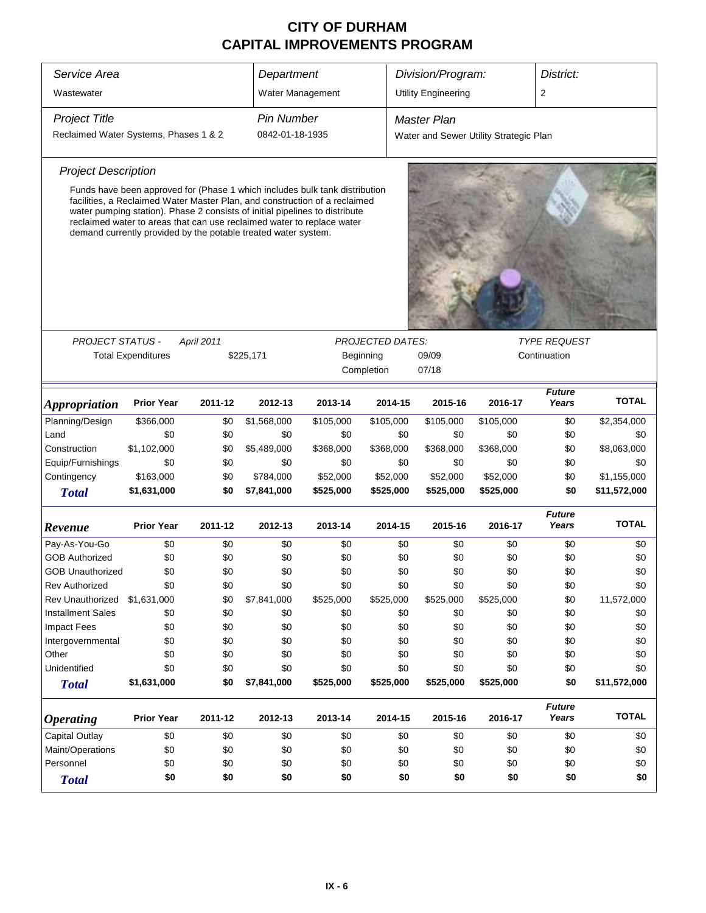# CITY OF DURHAM
# CAPITAL IMPROVEMENTS PROGRAM

| *Service Area* | *Department* | *Division/Program:* | *District:* |
|---|---|---|---|
| Wastewater | Water Management | Utility Engineering | 2 |

| *Project Title* | *Pin Number* | *Master Plan* |
|---|---|---|
| Reclaimed Water Systems, Phases 1 & 2 | 0842-01-18-1935 | Water and Sewer Utility Strategic Plan |

*Project Description*

Funds have been approved for (Phase 1 which includes bulk tank distribution facilities, a Reclaimed Water Master Plan, and construction of a reclaimed water pumping station). Phase 2 consists of initial pipelines to distribute reclaimed water to areas that can use reclaimed water to replace water demand currently provided by the potable treated water system.

| PROJECT STATUS - | April 2011 | PROJECTED DATES: | | TYPE REQUEST |
|---|---|---|---|---|
| Total Expenditures | $225,171 | Beginning | 09/09 | Continuation |
| | | Completion | 07/18 | |

| *Appropriation* | Prior Year | 2011-12 | 2012-13 | 2013-14 | 2014-15 | 2015-16 | 2016-17 | *Future Years* | TOTAL |
|---|---|---|---|---|---|---|---|---|---|
| Planning/Design | $366,000 | $0 | $1,568,000 | $105,000 | $105,000 | $105,000 | $105,000 | $0 | $2,354,000 |
| Land | $0 | $0 | $0 | $0 | $0 | $0 | $0 | $0 | $0 |
| Construction | $1,102,000 | $0 | $5,489,000 | $368,000 | $368,000 | $368,000 | $368,000 | $0 | $8,063,000 |
| Equip/Furnishings | $0 | $0 | $0 | $0 | $0 | $0 | $0 | $0 | $0 |
| Contingency | $163,000 | $0 | $784,000 | $52,000 | $52,000 | $52,000 | $52,000 | $0 | $1,155,000 |
| ***Total*** | **$1,631,000** | **$0** | **$7,841,000** | **$525,000** | **$525,000** | **$525,000** | **$525,000** | **$0** | **$11,572,000** |

| *Revenue* | Prior Year | 2011-12 | 2012-13 | 2013-14 | 2014-15 | 2015-16 | 2016-17 | *Future Years* | TOTAL |
|---|---|---|---|---|---|---|---|---|---|
| Pay-As-You-Go | $0 | $0 | $0 | $0 | $0 | $0 | $0 | $0 | $0 |
| GOB Authorized | $0 | $0 | $0 | $0 | $0 | $0 | $0 | $0 | $0 |
| GOB Unauthorized | $0 | $0 | $0 | $0 | $0 | $0 | $0 | $0 | $0 |
| Rev Authorized | $0 | $0 | $0 | $0 | $0 | $0 | $0 | $0 | $0 |
| Rev Unauthorized | $1,631,000 | $0 | $7,841,000 | $525,000 | $525,000 | $525,000 | $525,000 | $0 | 11,572,000 |
| Installment Sales | $0 | $0 | $0 | $0 | $0 | $0 | $0 | $0 | $0 |
| Impact Fees | $0 | $0 | $0 | $0 | $0 | $0 | $0 | $0 | $0 |
| Intergovernmental | $0 | $0 | $0 | $0 | $0 | $0 | $0 | $0 | $0 |
| Other | $0 | $0 | $0 | $0 | $0 | $0 | $0 | $0 | $0 |
| Unidentified | $0 | $0 | $0 | $0 | $0 | $0 | $0 | $0 | $0 |
| ***Total*** | **$1,631,000** | **$0** | **$7,841,000** | **$525,000** | **$525,000** | **$525,000** | **$525,000** | **$0** | **$11,572,000** |

| *Operating* | Prior Year | 2011-12 | 2012-13 | 2013-14 | 2014-15 | 2015-16 | 2016-17 | *Future Years* | TOTAL |
|---|---|---|---|---|---|---|---|---|---|
| Capital Outlay | $0 | $0 | $0 | $0 | $0 | $0 | $0 | $0 | $0 |
| Maint/Operations | $0 | $0 | $0 | $0 | $0 | $0 | $0 | $0 | $0 |
| Personnel | $0 | $0 | $0 | $0 | $0 | $0 | $0 | $0 | $0 |
| ***Total*** | **$0** | **$0** | **$0** | **$0** | **$0** | **$0** | **$0** | **$0** | **$0** |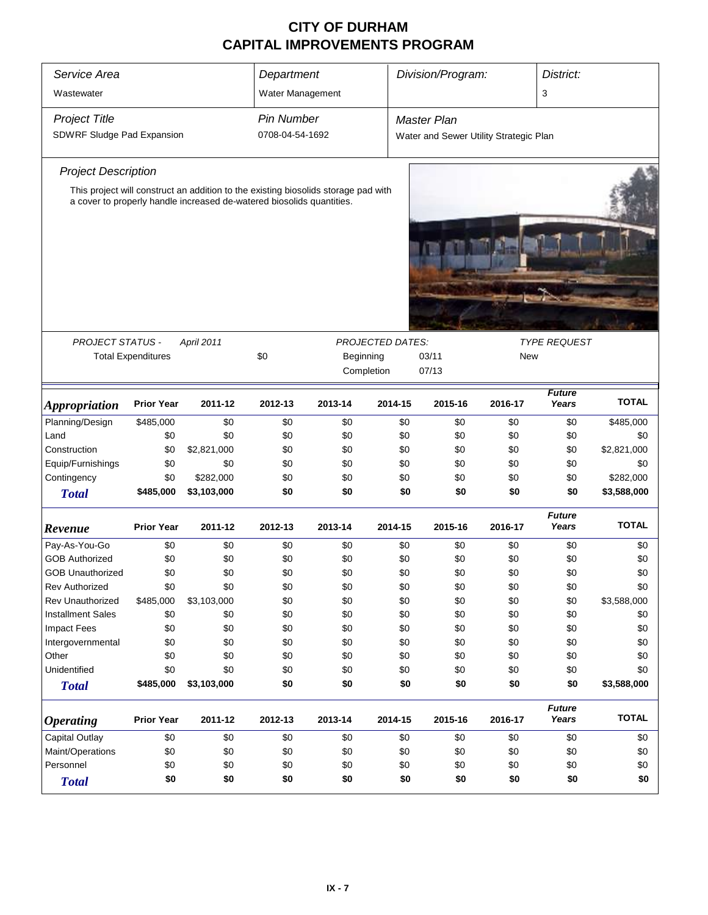# CITY OF DURHAM
# CAPITAL IMPROVEMENTS PROGRAM

| *Service Area* | *Department* | *Division/Program:* | *District:* |
|---|---|---|---|
| Wastewater | Water Management | | 3 |

| *Project Title* | *Pin Number* | *Master Plan* |
|---|---|---|
| SDWRF Sludge Pad Expansion | 0708-04-54-1692 | Water and Sewer Utility Strategic Plan |

*Project Description*

This project will construct an addition to the existing biosolids storage pad with a cover to properly handle increased de-watered biosolids quantities.

*PROJECT STATUS -* *April 2011*

Total Expenditures $0

*PROJECTED DATES:*

Beginning 03/11

Completion 07/13

*TYPE REQUEST*

New

| *Appropriation* | Prior Year | 2011-12 | 2012-13 | 2013-14 | 2014-15 | 2015-16 | 2016-17 | *Future Years* | TOTAL |
|---|---|---|---|---|---|---|---|---|---|
| Planning/Design | $485,000 | $0 | $0 | $0 | $0 | $0 | $0 | $0 | $485,000 |
| Land | $0 | $0 | $0 | $0 | $0 | $0 | $0 | $0 | $0 |
| Construction | $0 | $2,821,000 | $0 | $0 | $0 | $0 | $0 | $0 | $2,821,000 |
| Equip/Furnishings | $0 | $0 | $0 | $0 | $0 | $0 | $0 | $0 | $0 |
| Contingency | $0 | $282,000 | $0 | $0 | $0 | $0 | $0 | $0 | $282,000 |
| ***Total*** | **$485,000** | **$3,103,000** | **$0** | **$0** | **$0** | **$0** | **$0** | **$0** | **$3,588,000** |

| *Revenue* | Prior Year | 2011-12 | 2012-13 | 2013-14 | 2014-15 | 2015-16 | 2016-17 | *Future Years* | TOTAL |
|---|---|---|---|---|---|---|---|---|---|
| Pay-As-You-Go | $0 | $0 | $0 | $0 | $0 | $0 | $0 | $0 | $0 |
| GOB Authorized | $0 | $0 | $0 | $0 | $0 | $0 | $0 | $0 | $0 |
| GOB Unauthorized | $0 | $0 | $0 | $0 | $0 | $0 | $0 | $0 | $0 |
| Rev Authorized | $0 | $0 | $0 | $0 | $0 | $0 | $0 | $0 | $0 |
| Rev Unauthorized | $485,000 | $3,103,000 | $0 | $0 | $0 | $0 | $0 | $0 | $3,588,000 |
| Installment Sales | $0 | $0 | $0 | $0 | $0 | $0 | $0 | $0 | $0 |
| Impact Fees | $0 | $0 | $0 | $0 | $0 | $0 | $0 | $0 | $0 |
| Intergovernmental | $0 | $0 | $0 | $0 | $0 | $0 | $0 | $0 | $0 |
| Other | $0 | $0 | $0 | $0 | $0 | $0 | $0 | $0 | $0 |
| Unidentified | $0 | $0 | $0 | $0 | $0 | $0 | $0 | $0 | $0 |
| ***Total*** | **$485,000** | **$3,103,000** | **$0** | **$0** | **$0** | **$0** | **$0** | **$0** | **$3,588,000** |

| *Operating* | Prior Year | 2011-12 | 2012-13 | 2013-14 | 2014-15 | 2015-16 | 2016-17 | *Future Years* | TOTAL |
|---|---|---|---|---|---|---|---|---|---|
| Capital Outlay | $0 | $0 | $0 | $0 | $0 | $0 | $0 | $0 | $0 |
| Maint/Operations | $0 | $0 | $0 | $0 | $0 | $0 | $0 | $0 | $0 |
| Personnel | $0 | $0 | $0 | $0 | $0 | $0 | $0 | $0 | $0 |
| ***Total*** | **$0** | **$0** | **$0** | **$0** | **$0** | **$0** | **$0** | **$0** | **$0** |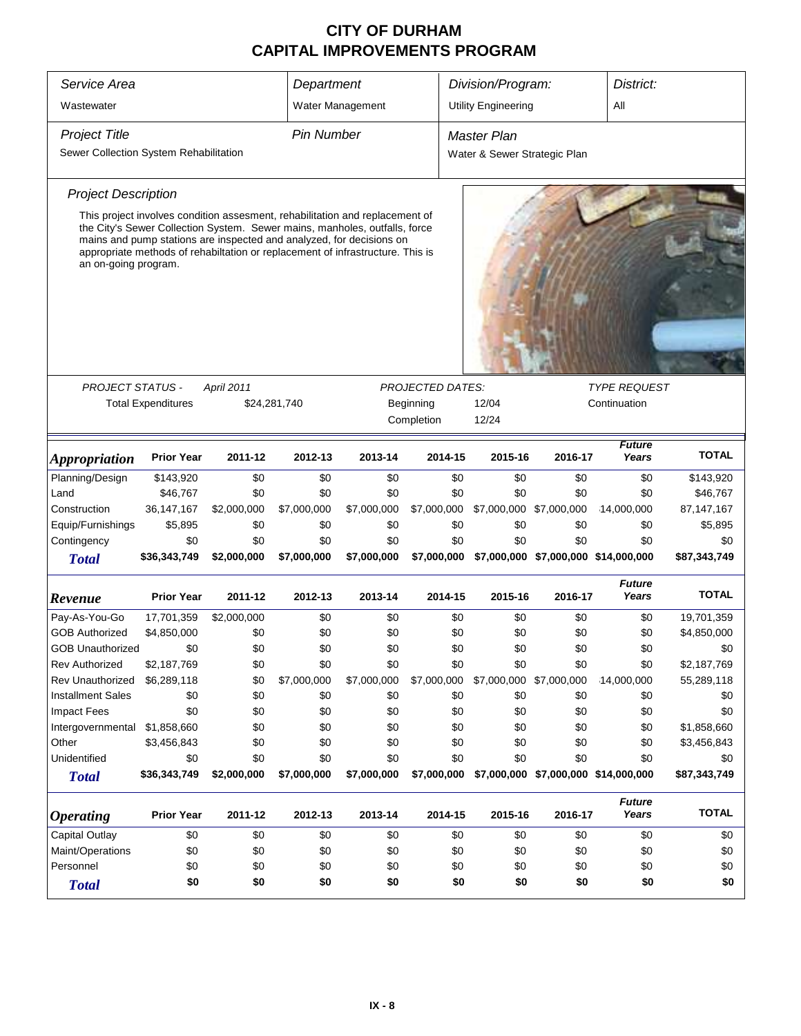# CITY OF DURHAM
# CAPITAL IMPROVEMENTS PROGRAM

| *Service Area* | *Department* | *Division/Program:* | *District:* |
|---|---|---|---|
| Wastewater | Water Management | Utility Engineering | All |

| *Project Title* | *Pin Number* | *Master Plan* |
|---|---|---|
| Sewer Collection System Rehabilitation | | Water & Sewer Strategic Plan |

### *Project Description*

This project involves condition assesment, rehabilitation and replacement of the City's Sewer Collection System. Sewer mains, manholes, outfalls, force mains and pump stations are inspected and analyzed, for decisions on appropriate methods of rehabiltation or replacement of infrastructure. This is an on-going program.

| *PROJECT STATUS -* | *April 2011* | *PROJECTED DATES:* | | *TYPE REQUEST* |
|---|---|---|---|---|
| Total Expenditures | $24,281,740 | Beginning | 12/04 | Continuation |
| | | Completion | 12/24 | |

| ***Appropriation*** | **Prior Year** | **2011-12** | **2012-13** | **2013-14** | **2014-15** | **2015-16** | **2016-17** | ***Future Years*** | **TOTAL** |
|---|---|---|---|---|---|---|---|---|---|
| Planning/Design | $143,920 | $0 | $0 | $0 | $0 | $0 | $0 | $0 | $143,920 |
| Land | $46,767 | $0 | $0 | $0 | $0 | $0 | $0 | $0 | $46,767 |
| Construction | 36,147,167 | $2,000,000 | $7,000,000 | $7,000,000 | $7,000,000 | $7,000,000 | $7,000,000 | 14,000,000 | 87,147,167 |
| Equip/Furnishings | $5,895 | $0 | $0 | $0 | $0 | $0 | $0 | $0 | $5,895 |
| Contingency | $0 | $0 | $0 | $0 | $0 | $0 | $0 | $0 | $0 |
| ***Total*** | **$36,343,749** | **$2,000,000** | **$7,000,000** | **$7,000,000** | **$7,000,000** | **$7,000,000** | **$7,000,000** | **$14,000,000** | **$87,343,749** |

| ***Revenue*** | **Prior Year** | **2011-12** | **2012-13** | **2013-14** | **2014-15** | **2015-16** | **2016-17** | ***Future Years*** | **TOTAL** |
|---|---|---|---|---|---|---|---|---|---|
| Pay-As-You-Go | 17,701,359 | $2,000,000 | $0 | $0 | $0 | $0 | $0 | $0 | 19,701,359 |
| GOB Authorized | $4,850,000 | $0 | $0 | $0 | $0 | $0 | $0 | $0 | $4,850,000 |
| GOB Unauthorized | $0 | $0 | $0 | $0 | $0 | $0 | $0 | $0 | $0 |
| Rev Authorized | $2,187,769 | $0 | $0 | $0 | $0 | $0 | $0 | $0 | $2,187,769 |
| Rev Unauthorized | $6,289,118 | $0 | $7,000,000 | $7,000,000 | $7,000,000 | $7,000,000 | $7,000,000 | 14,000,000 | 55,289,118 |
| Installment Sales | $0 | $0 | $0 | $0 | $0 | $0 | $0 | $0 | $0 |
| Impact Fees | $0 | $0 | $0 | $0 | $0 | $0 | $0 | $0 | $0 |
| Intergovernmental | $1,858,660 | $0 | $0 | $0 | $0 | $0 | $0 | $0 | $1,858,660 |
| Other | $3,456,843 | $0 | $0 | $0 | $0 | $0 | $0 | $0 | $3,456,843 |
| Unidentified | $0 | $0 | $0 | $0 | $0 | $0 | $0 | $0 | $0 |
| ***Total*** | **$36,343,749** | **$2,000,000** | **$7,000,000** | **$7,000,000** | **$7,000,000** | **$7,000,000** | **$7,000,000** | **$14,000,000** | **$87,343,749** |

| ***Operating*** | **Prior Year** | **2011-12** | **2012-13** | **2013-14** | **2014-15** | **2015-16** | **2016-17** | ***Future Years*** | **TOTAL** |
|---|---|---|---|---|---|---|---|---|---|
| Capital Outlay | $0 | $0 | $0 | $0 | $0 | $0 | $0 | $0 | $0 |
| Maint/Operations | $0 | $0 | $0 | $0 | $0 | $0 | $0 | $0 | $0 |
| Personnel | $0 | $0 | $0 | $0 | $0 | $0 | $0 | $0 | $0 |
| ***Total*** | **$0** | **$0** | **$0** | **$0** | **$0** | **$0** | **$0** | **$0** | **$0** |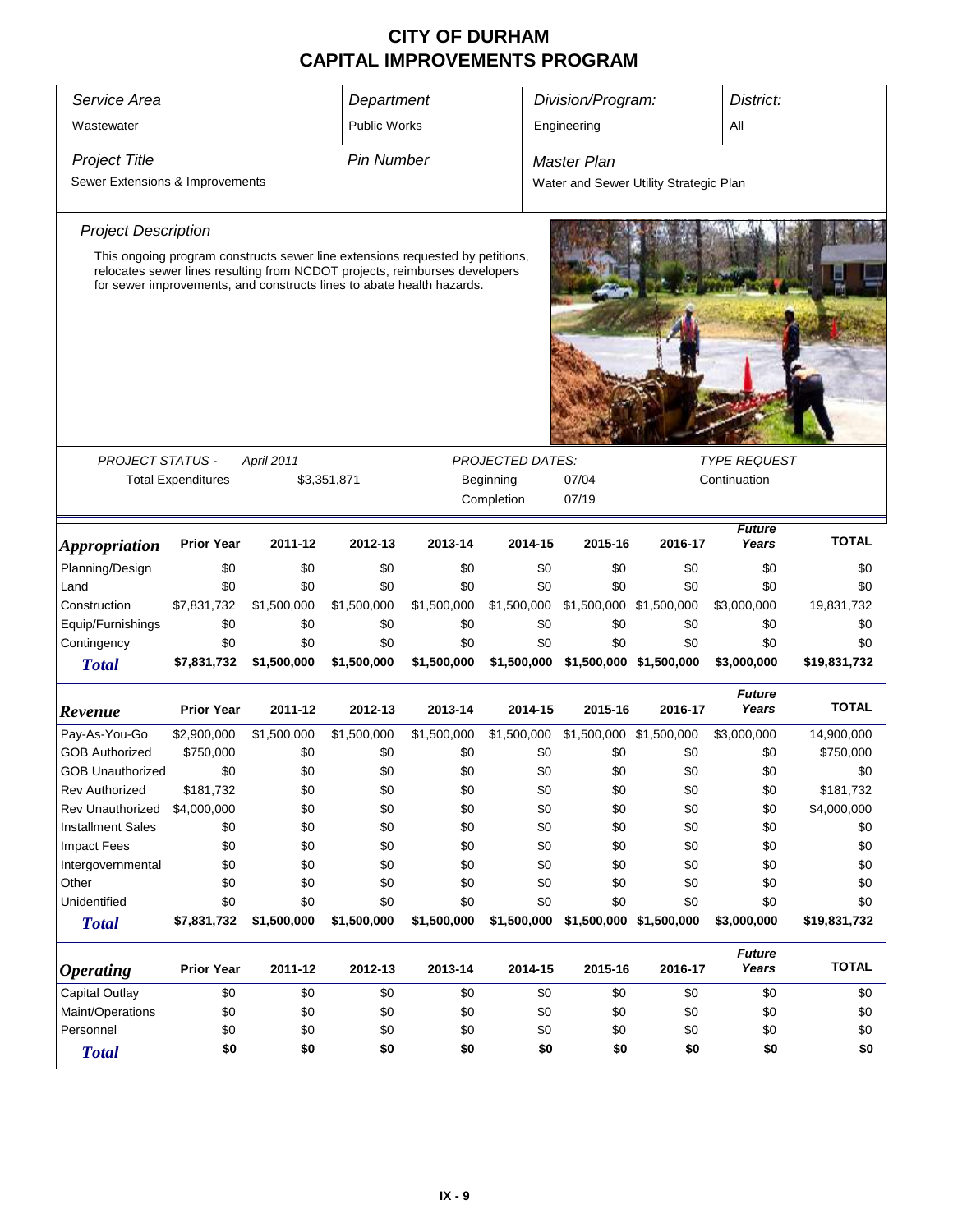# CITY OF DURHAM
# CAPITAL IMPROVEMENTS PROGRAM

| *Service Area* | *Department* | *Division/Program:* | *District:* |
|---|---|---|---|
| Wastewater | Public Works | Engineering | All |

| *Project Title* | *Pin Number* | *Master Plan* |
|---|---|---|
| Sewer Extensions & Improvements | | Water and Sewer Utility Strategic Plan |

*Project Description*

This ongoing program constructs sewer line extensions requested by petitions, relocates sewer lines resulting from NCDOT projects, reimburses developers for sewer improvements, and constructs lines to abate health hazards.

| *PROJECT STATUS -* | *April 2011* | *PROJECTED DATES:* | | *TYPE REQUEST* |
|---|---|---|---|---|
| Total Expenditures | $3,351,871 | Beginning | 07/04 | Continuation |
| | | Completion | 07/19 | |

| ***Appropriation*** | **Prior Year** | **2011-12** | **2012-13** | **2013-14** | **2014-15** | **2015-16** | **2016-17** | ***Future Years*** | **TOTAL** |
|---|---|---|---|---|---|---|---|---|---|
| Planning/Design | $0 | $0 | $0 | $0 | $0 | $0 | $0 | $0 | $0 |
| Land | $0 | $0 | $0 | $0 | $0 | $0 | $0 | $0 | $0 |
| Construction | $7,831,732 | $1,500,000 | $1,500,000 | $1,500,000 | $1,500,000 | $1,500,000 | $1,500,000 | $3,000,000 | 19,831,732 |
| Equip/Furnishings | $0 | $0 | $0 | $0 | $0 | $0 | $0 | $0 | $0 |
| Contingency | $0 | $0 | $0 | $0 | $0 | $0 | $0 | $0 | $0 |
| ***Total*** | **$7,831,732** | **$1,500,000** | **$1,500,000** | **$1,500,000** | **$1,500,000** | **$1,500,000** | **$1,500,000** | **$3,000,000** | **$19,831,732** |

| ***Revenue*** | **Prior Year** | **2011-12** | **2012-13** | **2013-14** | **2014-15** | **2015-16** | **2016-17** | ***Future Years*** | **TOTAL** |
|---|---|---|---|---|---|---|---|---|---|
| Pay-As-You-Go | $2,900,000 | $1,500,000 | $1,500,000 | $1,500,000 | $1,500,000 | $1,500,000 | $1,500,000 | $3,000,000 | 14,900,000 |
| GOB Authorized | $750,000 | $0 | $0 | $0 | $0 | $0 | $0 | $0 | $750,000 |
| GOB Unauthorized | $0 | $0 | $0 | $0 | $0 | $0 | $0 | $0 | $0 |
| Rev Authorized | $181,732 | $0 | $0 | $0 | $0 | $0 | $0 | $0 | $181,732 |
| Rev Unauthorized | $4,000,000 | $0 | $0 | $0 | $0 | $0 | $0 | $0 | $4,000,000 |
| Installment Sales | $0 | $0 | $0 | $0 | $0 | $0 | $0 | $0 | $0 |
| Impact Fees | $0 | $0 | $0 | $0 | $0 | $0 | $0 | $0 | $0 |
| Intergovernmental | $0 | $0 | $0 | $0 | $0 | $0 | $0 | $0 | $0 |
| Other | $0 | $0 | $0 | $0 | $0 | $0 | $0 | $0 | $0 |
| Unidentified | $0 | $0 | $0 | $0 | $0 | $0 | $0 | $0 | $0 |
| ***Total*** | **$7,831,732** | **$1,500,000** | **$1,500,000** | **$1,500,000** | **$1,500,000** | **$1,500,000** | **$1,500,000** | **$3,000,000** | **$19,831,732** |

| ***Operating*** | **Prior Year** | **2011-12** | **2012-13** | **2013-14** | **2014-15** | **2015-16** | **2016-17** | ***Future Years*** | **TOTAL** |
|---|---|---|---|---|---|---|---|---|---|
| Capital Outlay | $0 | $0 | $0 | $0 | $0 | $0 | $0 | $0 | $0 |
| Maint/Operations | $0 | $0 | $0 | $0 | $0 | $0 | $0 | $0 | $0 |
| Personnel | $0 | $0 | $0 | $0 | $0 | $0 | $0 | $0 | $0 |
| ***Total*** | **$0** | **$0** | **$0** | **$0** | **$0** | **$0** | **$0** | **$0** | **$0** |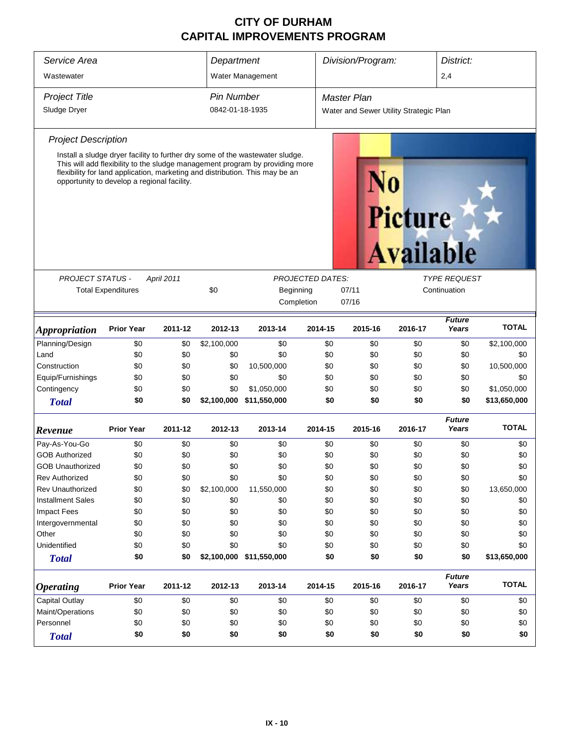# CITY OF DURHAM
# CAPITAL IMPROVEMENTS PROGRAM

| *Service Area* | *Department* | *Division/Program:* | *District:* |
|---|---|---|---|
| Wastewater | Water Management | | 2,4 |

| *Project Title* | *Pin Number* | *Master Plan* |
|---|---|---|
| Sludge Dryer | 0842-01-18-1935 | Water and Sewer Utility Strategic Plan |

*Project Description*

Install a sludge dryer facility to further dry some of the wastewater sludge. This will add flexibility to the sludge management program by providing more flexibility for land application, marketing and distribution. This may be an opportunity to develop a regional facility.

| *PROJECT STATUS -* | *April 2011* | *PROJECTED DATES:* | | *TYPE REQUEST* |
|---|---|---|---|---|
| Total Expenditures | $0 | Beginning | 07/11 | Continuation |
| | | Completion | 07/16 | |

| ***Appropriation*** | **Prior Year** | **2011-12** | **2012-13** | **2013-14** | **2014-15** | **2015-16** | **2016-17** | ***Future Years*** | **TOTAL** |
|---|---|---|---|---|---|---|---|---|---|
| Planning/Design | $0 | $0 | $2,100,000 | $0 | $0 | $0 | $0 | $0 | $2,100,000 |
| Land | $0 | $0 | $0 | $0 | $0 | $0 | $0 | $0 | $0 |
| Construction | $0 | $0 | $0 | 10,500,000 | $0 | $0 | $0 | $0 | 10,500,000 |
| Equip/Furnishings | $0 | $0 | $0 | $0 | $0 | $0 | $0 | $0 | $0 |
| Contingency | $0 | $0 | $0 | $1,050,000 | $0 | $0 | $0 | $0 | $1,050,000 |
| ***Total*** | **$0** | **$0** | **$2,100,000** | **$11,550,000** | **$0** | **$0** | **$0** | **$0** | **$13,650,000** |

| ***Revenue*** | **Prior Year** | **2011-12** | **2012-13** | **2013-14** | **2014-15** | **2015-16** | **2016-17** | ***Future Years*** | **TOTAL** |
|---|---|---|---|---|---|---|---|---|---|
| Pay-As-You-Go | $0 | $0 | $0 | $0 | $0 | $0 | $0 | $0 | $0 |
| GOB Authorized | $0 | $0 | $0 | $0 | $0 | $0 | $0 | $0 | $0 |
| GOB Unauthorized | $0 | $0 | $0 | $0 | $0 | $0 | $0 | $0 | $0 |
| Rev Authorized | $0 | $0 | $0 | $0 | $0 | $0 | $0 | $0 | $0 |
| Rev Unauthorized | $0 | $0 | $2,100,000 | 11,550,000 | $0 | $0 | $0 | $0 | 13,650,000 |
| Installment Sales | $0 | $0 | $0 | $0 | $0 | $0 | $0 | $0 | $0 |
| Impact Fees | $0 | $0 | $0 | $0 | $0 | $0 | $0 | $0 | $0 |
| Intergovernmental | $0 | $0 | $0 | $0 | $0 | $0 | $0 | $0 | $0 |
| Other | $0 | $0 | $0 | $0 | $0 | $0 | $0 | $0 | $0 |
| Unidentified | $0 | $0 | $0 | $0 | $0 | $0 | $0 | $0 | $0 |
| ***Total*** | **$0** | **$0** | **$2,100,000** | **$11,550,000** | **$0** | **$0** | **$0** | **$0** | **$13,650,000** |

| ***Operating*** | **Prior Year** | **2011-12** | **2012-13** | **2013-14** | **2014-15** | **2015-16** | **2016-17** | ***Future Years*** | **TOTAL** |
|---|---|---|---|---|---|---|---|---|---|
| Capital Outlay | $0 | $0 | $0 | $0 | $0 | $0 | $0 | $0 | $0 |
| Maint/Operations | $0 | $0 | $0 | $0 | $0 | $0 | $0 | $0 | $0 |
| Personnel | $0 | $0 | $0 | $0 | $0 | $0 | $0 | $0 | $0 |
| ***Total*** | **$0** | **$0** | **$0** | **$0** | **$0** | **$0** | **$0** | **$0** | **$0** |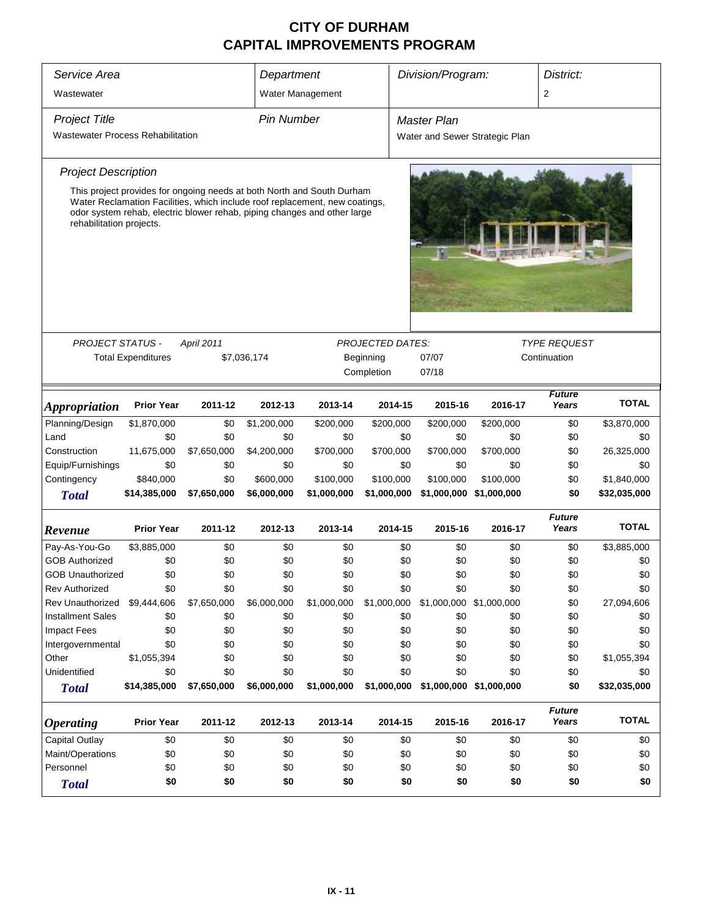# CITY OF DURHAM
# CAPITAL IMPROVEMENTS PROGRAM

| Service Area | Department | Division/Program: | District: |
|---|---|---|---|
| Wastewater | Water Management | | 2 |

| Project Title | Pin Number | Master Plan |
|---|---|---|
| Wastewater Process Rehabilitation | | Water and Sewer Strategic Plan |

*Project Description*

This project provides for ongoing needs at both North and South Durham Water Reclamation Facilities, which include roof replacement, new coatings, odor system rehab, electric blower rehab, piping changes and other large rehabilitation projects.

| PROJECT STATUS - | April 2011 | PROJECTED DATES: | | TYPE REQUEST |
|---|---|---|---|---|
| Total Expenditures | $7,036,174 | Beginning | 07/07 | Continuation |
| | | Completion | 07/18 | |

| *Appropriation* | Prior Year | 2011-12 | 2012-13 | 2013-14 | 2014-15 | 2015-16 | 2016-17 | Future Years | TOTAL |
|---|---|---|---|---|---|---|---|---|---|
| Planning/Design | $1,870,000 | $0 | $1,200,000 | $200,000 | $200,000 | $200,000 | $200,000 | $0 | $3,870,000 |
| Land | $0 | $0 | $0 | $0 | $0 | $0 | $0 | $0 | $0 |
| Construction | 11,675,000 | $7,650,000 | $4,200,000 | $700,000 | $700,000 | $700,000 | $700,000 | $0 | 26,325,000 |
| Equip/Furnishings | $0 | $0 | $0 | $0 | $0 | $0 | $0 | $0 | $0 |
| Contingency | $840,000 | $0 | $600,000 | $100,000 | $100,000 | $100,000 | $100,000 | $0 | $1,840,000 |
| **Total** | **$14,385,000** | **$7,650,000** | **$6,000,000** | **$1,000,000** | **$1,000,000** | **$1,000,000** | **$1,000,000** | **$0** | **$32,035,000** |

| *Revenue* | Prior Year | 2011-12 | 2012-13 | 2013-14 | 2014-15 | 2015-16 | 2016-17 | Future Years | TOTAL |
|---|---|---|---|---|---|---|---|---|---|
| Pay-As-You-Go | $3,885,000 | $0 | $0 | $0 | $0 | $0 | $0 | $0 | $3,885,000 |
| GOB Authorized | $0 | $0 | $0 | $0 | $0 | $0 | $0 | $0 | $0 |
| GOB Unauthorized | $0 | $0 | $0 | $0 | $0 | $0 | $0 | $0 | $0 |
| Rev Authorized | $0 | $0 | $0 | $0 | $0 | $0 | $0 | $0 | $0 |
| Rev Unauthorized | $9,444,606 | $7,650,000 | $6,000,000 | $1,000,000 | $1,000,000 | $1,000,000 | $1,000,000 | $0 | 27,094,606 |
| Installment Sales | $0 | $0 | $0 | $0 | $0 | $0 | $0 | $0 | $0 |
| Impact Fees | $0 | $0 | $0 | $0 | $0 | $0 | $0 | $0 | $0 |
| Intergovernmental | $0 | $0 | $0 | $0 | $0 | $0 | $0 | $0 | $0 |
| Other | $1,055,394 | $0 | $0 | $0 | $0 | $0 | $0 | $0 | $1,055,394 |
| Unidentified | $0 | $0 | $0 | $0 | $0 | $0 | $0 | $0 | $0 |
| **Total** | **$14,385,000** | **$7,650,000** | **$6,000,000** | **$1,000,000** | **$1,000,000** | **$1,000,000** | **$1,000,000** | **$0** | **$32,035,000** |

| *Operating* | Prior Year | 2011-12 | 2012-13 | 2013-14 | 2014-15 | 2015-16 | 2016-17 | Future Years | TOTAL |
|---|---|---|---|---|---|---|---|---|---|
| Capital Outlay | $0 | $0 | $0 | $0 | $0 | $0 | $0 | $0 | $0 |
| Maint/Operations | $0 | $0 | $0 | $0 | $0 | $0 | $0 | $0 | $0 |
| Personnel | $0 | $0 | $0 | $0 | $0 | $0 | $0 | $0 | $0 |
| **Total** | **$0** | **$0** | **$0** | **$0** | **$0** | **$0** | **$0** | **$0** | **$0** |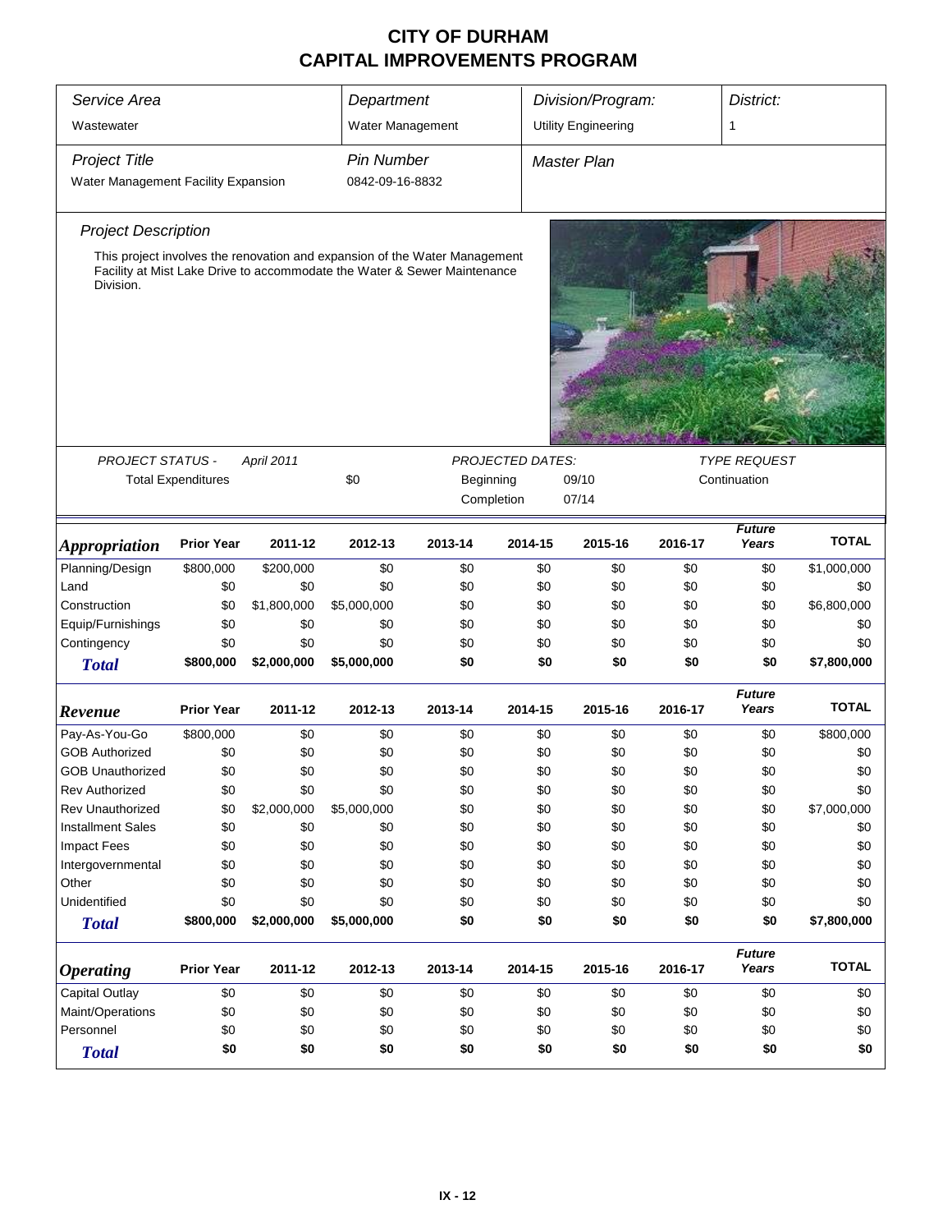# CITY OF DURHAM
# CAPITAL IMPROVEMENTS PROGRAM

| *Service Area* | *Department* | *Division/Program:* | *District:* |
|---|---|---|---|
| Wastewater | Water Management | Utility Engineering | 1 |

| *Project Title* | *Pin Number* | *Master Plan* |
|---|---|---|
| Water Management Facility Expansion | 0842-09-16-8832 | |

*Project Description*

This project involves the renovation and expansion of the Water Management Facility at Mist Lake Drive to accommodate the Water & Sewer Maintenance Division.

| | | | |
|---|---|---|---|
| *PROJECT STATUS -* *April 2011* | | *PROJECTED DATES:* | *TYPE REQUEST* |
| Total Expenditures | $0 | Beginning 09/10 | Continuation |
| | | Completion 07/14 | |

| *Appropriation* | Prior Year | 2011-12 | 2012-13 | 2013-14 | 2014-15 | 2015-16 | 2016-17 | *Future Years* | TOTAL |
|---|---|---|---|---|---|---|---|---|---|
| Planning/Design | $800,000 | $200,000 | $0 | $0 | $0 | $0 | $0 | $0 | $1,000,000 |
| Land | $0 | $0 | $0 | $0 | $0 | $0 | $0 | $0 | $0 |
| Construction | $0 | $1,800,000 | $5,000,000 | $0 | $0 | $0 | $0 | $0 | $6,800,000 |
| Equip/Furnishings | $0 | $0 | $0 | $0 | $0 | $0 | $0 | $0 | $0 |
| Contingency | $0 | $0 | $0 | $0 | $0 | $0 | $0 | $0 | $0 |
| ***Total*** | **$800,000** | **$2,000,000** | **$5,000,000** | **$0** | **$0** | **$0** | **$0** | **$0** | **$7,800,000** |

| *Revenue* | Prior Year | 2011-12 | 2012-13 | 2013-14 | 2014-15 | 2015-16 | 2016-17 | *Future Years* | TOTAL |
|---|---|---|---|---|---|---|---|---|---|
| Pay-As-You-Go | $800,000 | $0 | $0 | $0 | $0 | $0 | $0 | $0 | $800,000 |
| GOB Authorized | $0 | $0 | $0 | $0 | $0 | $0 | $0 | $0 | $0 |
| GOB Unauthorized | $0 | $0 | $0 | $0 | $0 | $0 | $0 | $0 | $0 |
| Rev Authorized | $0 | $0 | $0 | $0 | $0 | $0 | $0 | $0 | $0 |
| Rev Unauthorized | $0 | $2,000,000 | $5,000,000 | $0 | $0 | $0 | $0 | $0 | $7,000,000 |
| Installment Sales | $0 | $0 | $0 | $0 | $0 | $0 | $0 | $0 | $0 |
| Impact Fees | $0 | $0 | $0 | $0 | $0 | $0 | $0 | $0 | $0 |
| Intergovernmental | $0 | $0 | $0 | $0 | $0 | $0 | $0 | $0 | $0 |
| Other | $0 | $0 | $0 | $0 | $0 | $0 | $0 | $0 | $0 |
| Unidentified | $0 | $0 | $0 | $0 | $0 | $0 | $0 | $0 | $0 |
| ***Total*** | **$800,000** | **$2,000,000** | **$5,000,000** | **$0** | **$0** | **$0** | **$0** | **$0** | **$7,800,000** |

| *Operating* | Prior Year | 2011-12 | 2012-13 | 2013-14 | 2014-15 | 2015-16 | 2016-17 | *Future Years* | TOTAL |
|---|---|---|---|---|---|---|---|---|---|
| Capital Outlay | $0 | $0 | $0 | $0 | $0 | $0 | $0 | $0 | $0 |
| Maint/Operations | $0 | $0 | $0 | $0 | $0 | $0 | $0 | $0 | $0 |
| Personnel | $0 | $0 | $0 | $0 | $0 | $0 | $0 | $0 | $0 |
| ***Total*** | **$0** | **$0** | **$0** | **$0** | **$0** | **$0** | **$0** | **$0** | **$0** |